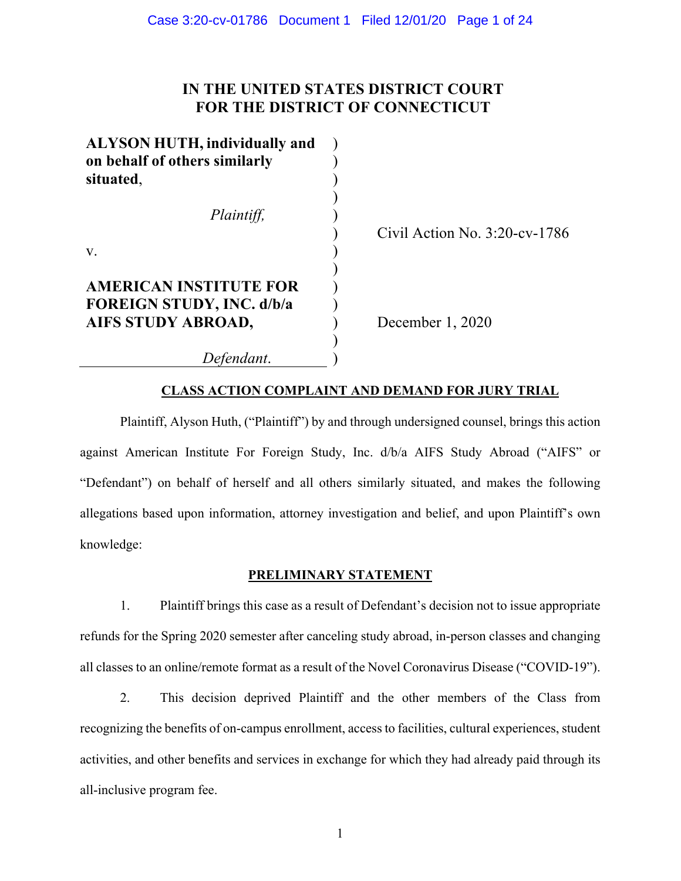**IN THE UNITED STATES DISTRICT COURT**
**FOR THE DISTRICT OF CONNECTICUT**

| | | |
|---|---|---|
| **ALYSON HUTH, individually and on behalf of others similarly situated**, | ) | |
| *Plaintiff,* | ) | Civil Action No. 3:20-cv-1786 |
| v. | ) | |
| **AMERICAN INSTITUTE FOR FOREIGN STUDY, INC. d/b/a AIFS STUDY ABROAD,** | ) | December 1, 2020 |
| *Defendant*. | ) | |

**CLASS ACTION COMPLAINT AND DEMAND FOR JURY TRIAL**

Plaintiff, Alyson Huth, ("Plaintiff") by and through undersigned counsel, brings this action against American Institute For Foreign Study, Inc. d/b/a AIFS Study Abroad ("AIFS" or "Defendant") on behalf of herself and all others similarly situated, and makes the following allegations based upon information, attorney investigation and belief, and upon Plaintiff's own knowledge:

**PRELIMINARY STATEMENT**

1. Plaintiff brings this case as a result of Defendant's decision not to issue appropriate refunds for the Spring 2020 semester after canceling study abroad, in-person classes and changing all classes to an online/remote format as a result of the Novel Coronavirus Disease ("COVID-19").

2. This decision deprived Plaintiff and the other members of the Class from recognizing the benefits of on-campus enrollment, access to facilities, cultural experiences, student activities, and other benefits and services in exchange for which they had already paid through its all-inclusive program fee.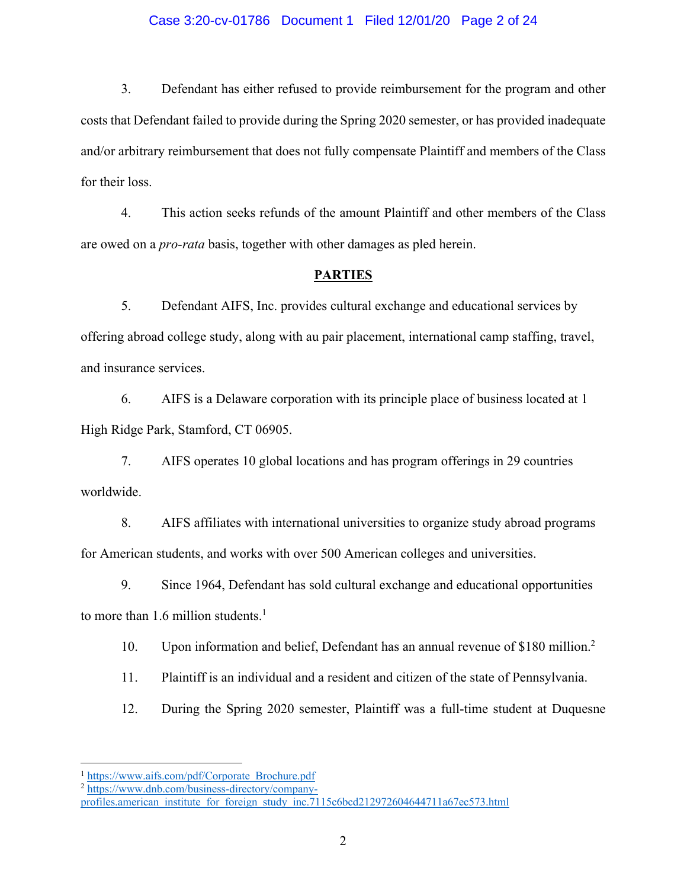3. Defendant has either refused to provide reimbursement for the program and other costs that Defendant failed to provide during the Spring 2020 semester, or has provided inadequate and/or arbitrary reimbursement that does not fully compensate Plaintiff and members of the Class for their loss.

4. This action seeks refunds of the amount Plaintiff and other members of the Class are owed on a *pro-rata* basis, together with other damages as pled herein.

## PARTIES

5. Defendant AIFS, Inc. provides cultural exchange and educational services by offering abroad college study, along with au pair placement, international camp staffing, travel, and insurance services.

6. AIFS is a Delaware corporation with its principle place of business located at 1 High Ridge Park, Stamford, CT 06905.

7. AIFS operates 10 global locations and has program offerings in 29 countries worldwide.

8. AIFS affiliates with international universities to organize study abroad programs for American students, and works with over 500 American colleges and universities.

9. Since 1964, Defendant has sold cultural exchange and educational opportunities to more than 1.6 million students.[1]

10. Upon information and belief, Defendant has an annual revenue of $180 million.[2]

11. Plaintiff is an individual and a resident and citizen of the state of Pennsylvania.

12. During the Spring 2020 semester, Plaintiff was a full-time student at Duquesne

---

[1] https://www.aifs.com/pdf/Corporate_Brochure.pdf

[2] https://www.dnb.com/business-directory/company-profiles.american_institute_for_foreign_study_inc.7115c6bcd212972604644711a67ec573.html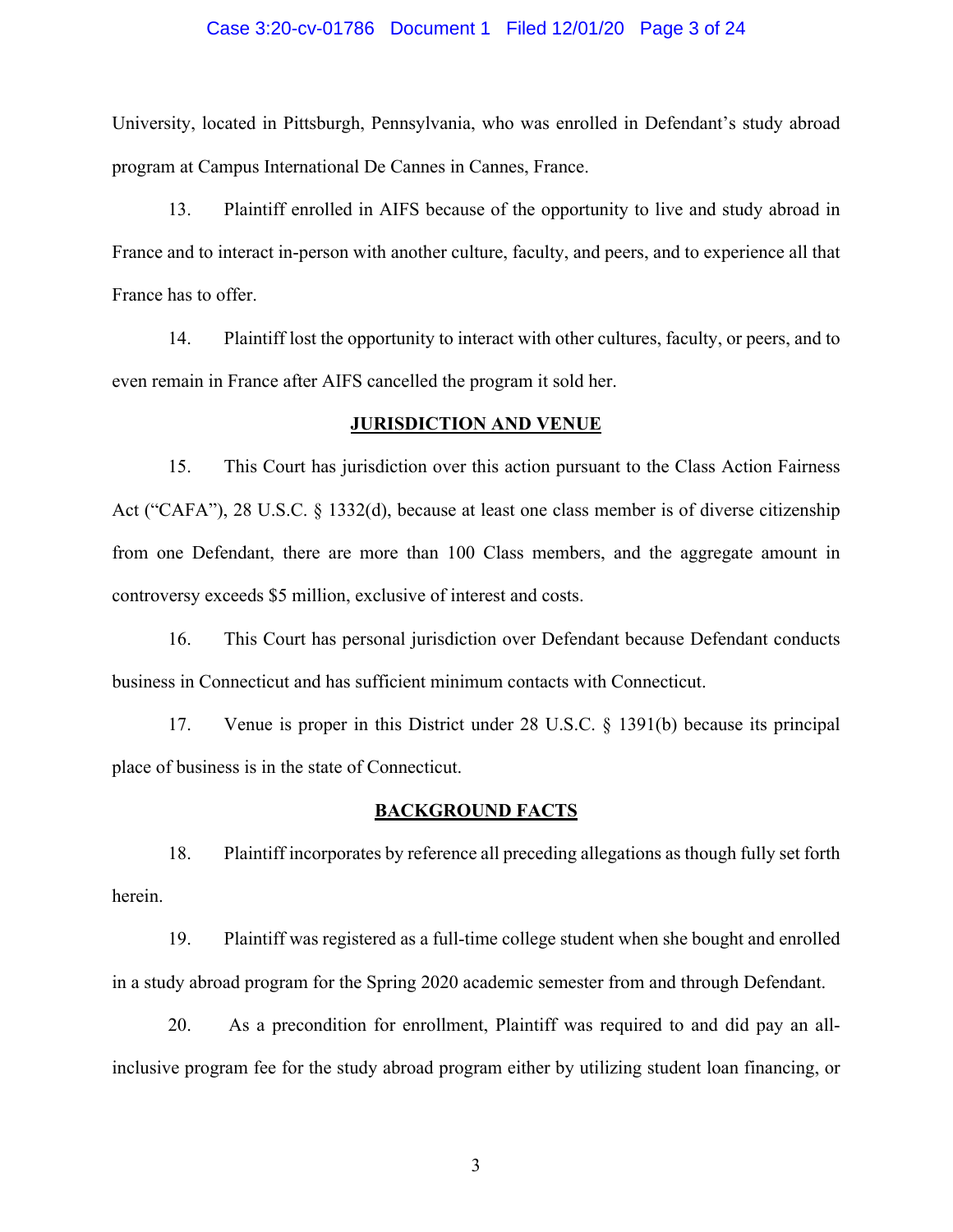University, located in Pittsburgh, Pennsylvania, who was enrolled in Defendant's study abroad program at Campus International De Cannes in Cannes, France.

13. Plaintiff enrolled in AIFS because of the opportunity to live and study abroad in France and to interact in-person with another culture, faculty, and peers, and to experience all that France has to offer.

14. Plaintiff lost the opportunity to interact with other cultures, faculty, or peers, and to even remain in France after AIFS cancelled the program it sold her.

## JURISDICTION AND VENUE

15. This Court has jurisdiction over this action pursuant to the Class Action Fairness Act ("CAFA"), 28 U.S.C. § 1332(d), because at least one class member is of diverse citizenship from one Defendant, there are more than 100 Class members, and the aggregate amount in controversy exceeds $5 million, exclusive of interest and costs.

16. This Court has personal jurisdiction over Defendant because Defendant conducts business in Connecticut and has sufficient minimum contacts with Connecticut.

17. Venue is proper in this District under 28 U.S.C. § 1391(b) because its principal place of business is in the state of Connecticut.

## BACKGROUND FACTS

18. Plaintiff incorporates by reference all preceding allegations as though fully set forth herein.

19. Plaintiff was registered as a full-time college student when she bought and enrolled in a study abroad program for the Spring 2020 academic semester from and through Defendant.

20. As a precondition for enrollment, Plaintiff was required to and did pay an all-inclusive program fee for the study abroad program either by utilizing student loan financing, or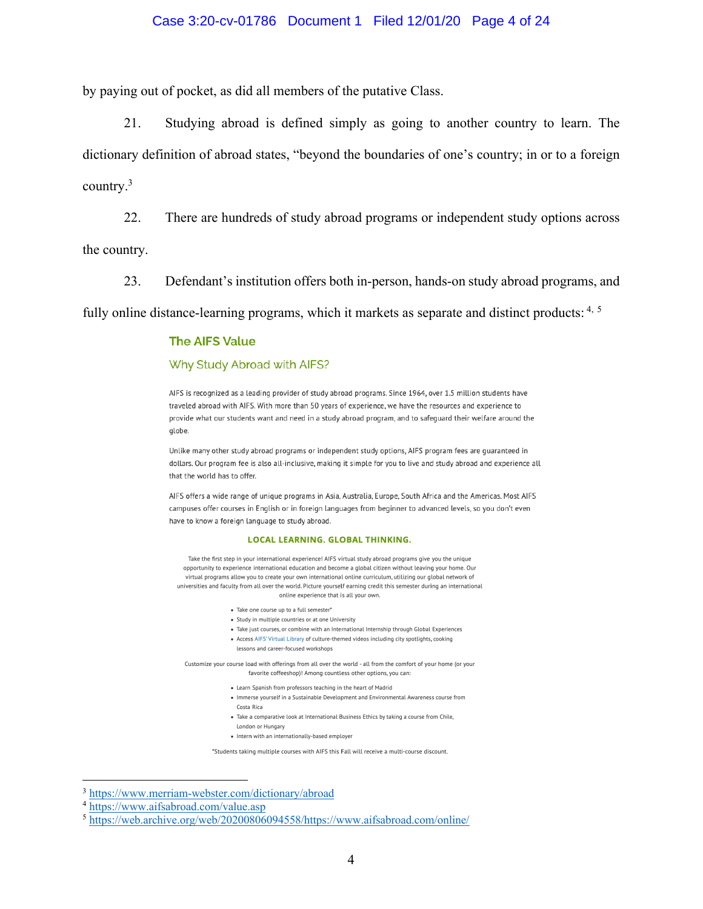by paying out of pocket, as did all members of the putative Class.

21. Studying abroad is defined simply as going to another country to learn. The dictionary definition of abroad states, "beyond the boundaries of one's country; in or to a foreign country.[3]

22. There are hundreds of study abroad programs or independent study options across the country.

23. Defendant's institution offers both in-person, hands-on study abroad programs, and fully online distance-learning programs, which it markets as separate and distinct products:[4, 5]

## The AIFS Value

### Why Study Abroad with AIFS?

AIFS is recognized as a leading provider of study abroad programs. Since 1964, over 1.5 million students have traveled abroad with AIFS. With more than 50 years of experience, we have the resources and experience to provide what our students want and need in a study abroad program, and to safeguard their welfare around the globe.

Unlike many other study abroad programs or independent study options, AIFS program fees are guaranteed in dollars. Our program fee is also all-inclusive, making it simple for you to live and study abroad and experience all that the world has to offer.

AIFS offers a wide range of unique programs in Asia, Australia, Europe, South Africa and the Americas. Most AIFS campuses offer courses in English or in foreign languages from beginner to advanced levels, so you don't even have to know a foreign language to study abroad.

**LOCAL LEARNING. GLOBAL THINKING.**

Take the first step in your international experience! AIFS virtual study abroad programs give you the unique opportunity to experience international education and become a global citizen without leaving your home. Our virtual programs allow you to create your own international online curriculum, utilizing our global network of universities and faculty from all over the world. Picture yourself earning credit this semester during an international online experience that is all your own.

- Take one course up to a full semester*
- Study in multiple countries or at one University
- Take just courses, or combine with an International Internship through Global Experiences
- Access AIFS' Virtual Library of culture-themed videos including city spotlights, cooking lessons and career-focused workshops

Customize your course load with offerings from all over the world - all from the comfort of your home (or your favorite coffeeshop)! Among countless other options, you can:

- Learn Spanish from professors teaching in the heart of Madrid
- Immerse yourself in a Sustainable Development and Environmental Awareness course from Costa Rica
- Take a comparative look at International Business Ethics by taking a course from Chile, London or Hungary
- Intern with an internationally-based employer

*Students taking multiple courses with AIFS this Fall will receive a multi-course discount.

---

[3] https://www.merriam-webster.com/dictionary/abroad

[4] https://www.aifsabroad.com/value.asp

[5] https://web.archive.org/web/20200806094558/https://www.aifsabroad.com/online/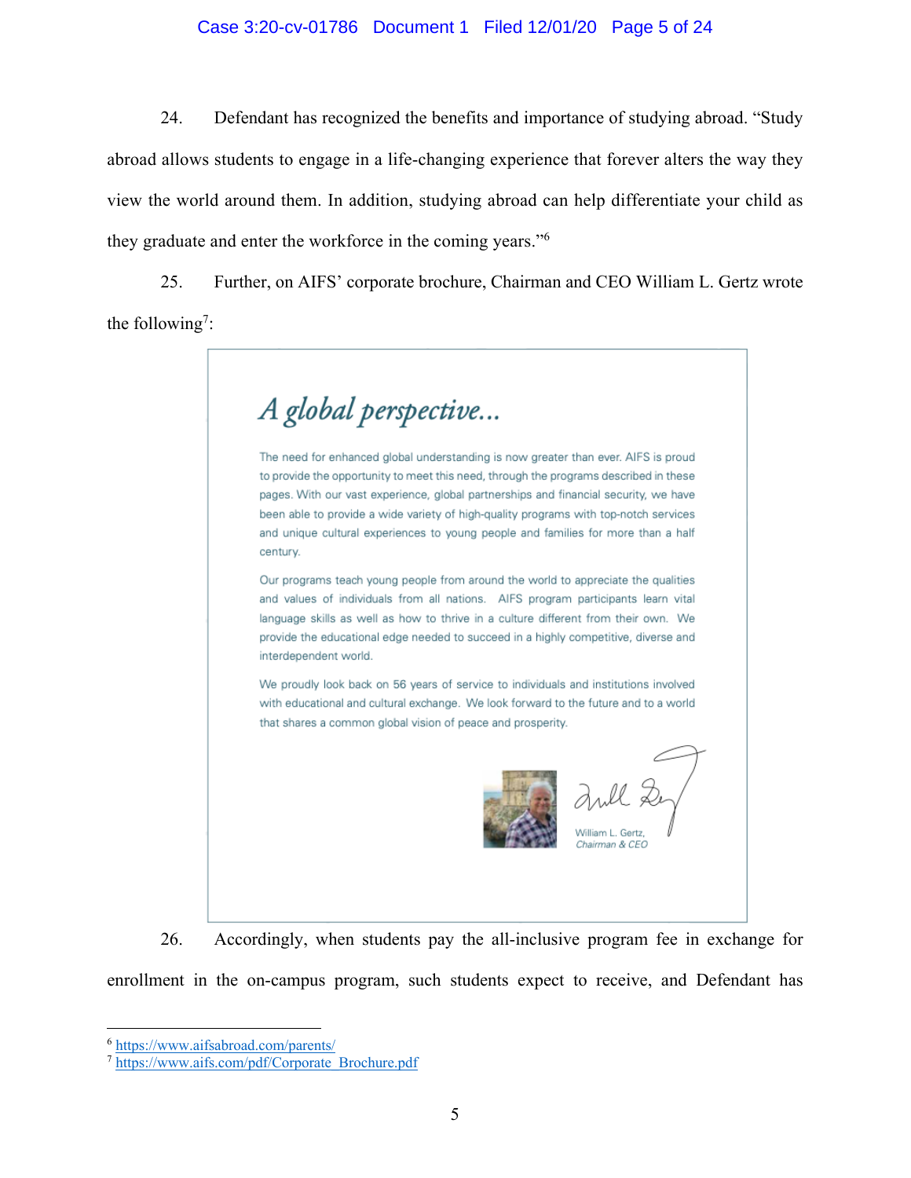24. Defendant has recognized the benefits and importance of studying abroad. "Study abroad allows students to engage in a life-changing experience that forever alters the way they view the world around them. In addition, studying abroad can help differentiate your child as they graduate and enter the workforce in the coming years."[6]

25. Further, on AIFS' corporate brochure, Chairman and CEO William L. Gertz wrote the following[7]:

> ## *A global perspective...*
>
> The need for enhanced global understanding is now greater than ever. AIFS is proud to provide the opportunity to meet this need, through the programs described in these pages. With our vast experience, global partnerships and financial security, we have been able to provide a wide variety of high-quality programs with top-notch services and unique cultural experiences to young people and families for more than a half century.
>
> Our programs teach young people from around the world to appreciate the qualities and values of individuals from all nations. AIFS program participants learn vital language skills as well as how to thrive in a culture different from their own. We provide the educational edge needed to succeed in a highly competitive, diverse and interdependent world.
>
> We proudly look back on 56 years of service to individuals and institutions involved with educational and cultural exchange. We look forward to the future and to a world that shares a common global vision of peace and prosperity.
>
> William L. Gertz,
> *Chairman & CEO*

26. Accordingly, when students pay the all-inclusive program fee in exchange for enrollment in the on-campus program, such students expect to receive, and Defendant has

---

[6] https://www.aifsabroad.com/parents/

[7] https://www.aifs.com/pdf/Corporate_Brochure.pdf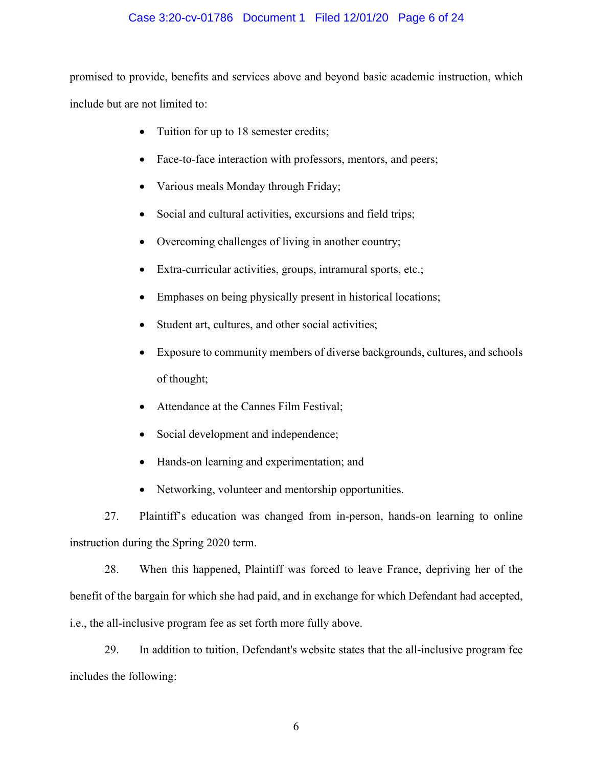promised to provide, benefits and services above and beyond basic academic instruction, which include but are not limited to:

- Tuition for up to 18 semester credits;
- Face-to-face interaction with professors, mentors, and peers;
- Various meals Monday through Friday;
- Social and cultural activities, excursions and field trips;
- Overcoming challenges of living in another country;
- Extra-curricular activities, groups, intramural sports, etc.;
- Emphases on being physically present in historical locations;
- Student art, cultures, and other social activities;
- Exposure to community members of diverse backgrounds, cultures, and schools of thought;
- Attendance at the Cannes Film Festival;
- Social development and independence;
- Hands-on learning and experimentation; and
- Networking, volunteer and mentorship opportunities.

27. Plaintiff's education was changed from in-person, hands-on learning to online instruction during the Spring 2020 term.

28. When this happened, Plaintiff was forced to leave France, depriving her of the benefit of the bargain for which she had paid, and in exchange for which Defendant had accepted, i.e., the all-inclusive program fee as set forth more fully above.

29. In addition to tuition, Defendant's website states that the all-inclusive program fee includes the following: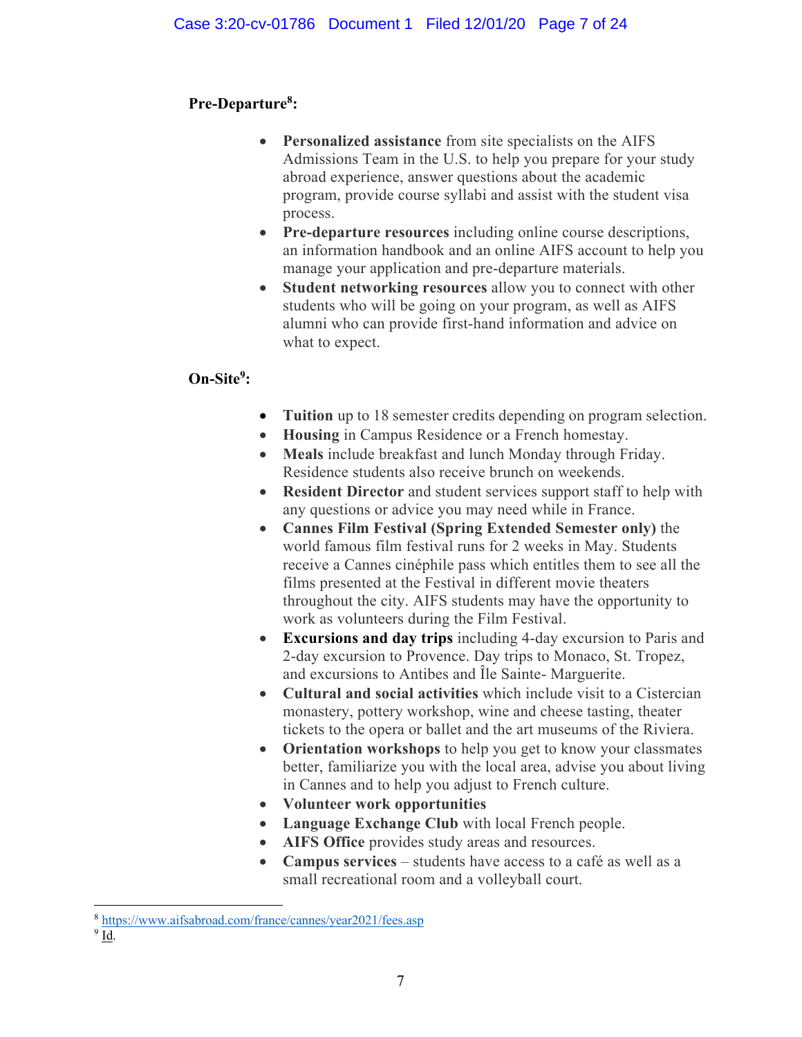**Pre-Departure[8]:**

- **Personalized assistance** from site specialists on the AIFS Admissions Team in the U.S. to help you prepare for your study abroad experience, answer questions about the academic program, provide course syllabi and assist with the student visa process.
- **Pre-departure resources** including online course descriptions, an information handbook and an online AIFS account to help you manage your application and pre-departure materials.
- **Student networking resources** allow you to connect with other students who will be going on your program, as well as AIFS alumni who can provide first-hand information and advice on what to expect.

**On-Site[9]:**

- **Tuition** up to 18 semester credits depending on program selection.
- **Housing** in Campus Residence or a French homestay.
- **Meals** include breakfast and lunch Monday through Friday. Residence students also receive brunch on weekends.
- **Resident Director** and student services support staff to help with any questions or advice you may need while in France.
- **Cannes Film Festival (Spring Extended Semester only)** the world famous film festival runs for 2 weeks in May. Students receive a Cannes cinéphile pass which entitles them to see all the films presented at the Festival in different movie theaters throughout the city. AIFS students may have the opportunity to work as volunteers during the Film Festival.
- **Excursions and day trips** including 4-day excursion to Paris and 2-day excursion to Provence. Day trips to Monaco, St. Tropez, and excursions to Antibes and Île Sainte- Marguerite.
- **Cultural and social activities** which include visit to a Cistercian monastery, pottery workshop, wine and cheese tasting, theater tickets to the opera or ballet and the art museums of the Riviera.
- **Orientation workshops** to help you get to know your classmates better, familiarize you with the local area, advise you about living in Cannes and to help you adjust to French culture.
- **Volunteer work opportunities**
- **Language Exchange Club** with local French people.
- **AIFS Office** provides study areas and resources.
- **Campus services** – students have access to a café as well as a small recreational room and a volleyball court.

---

[8] https://www.aifsabroad.com/france/cannes/year2021/fees.asp

[9] Id.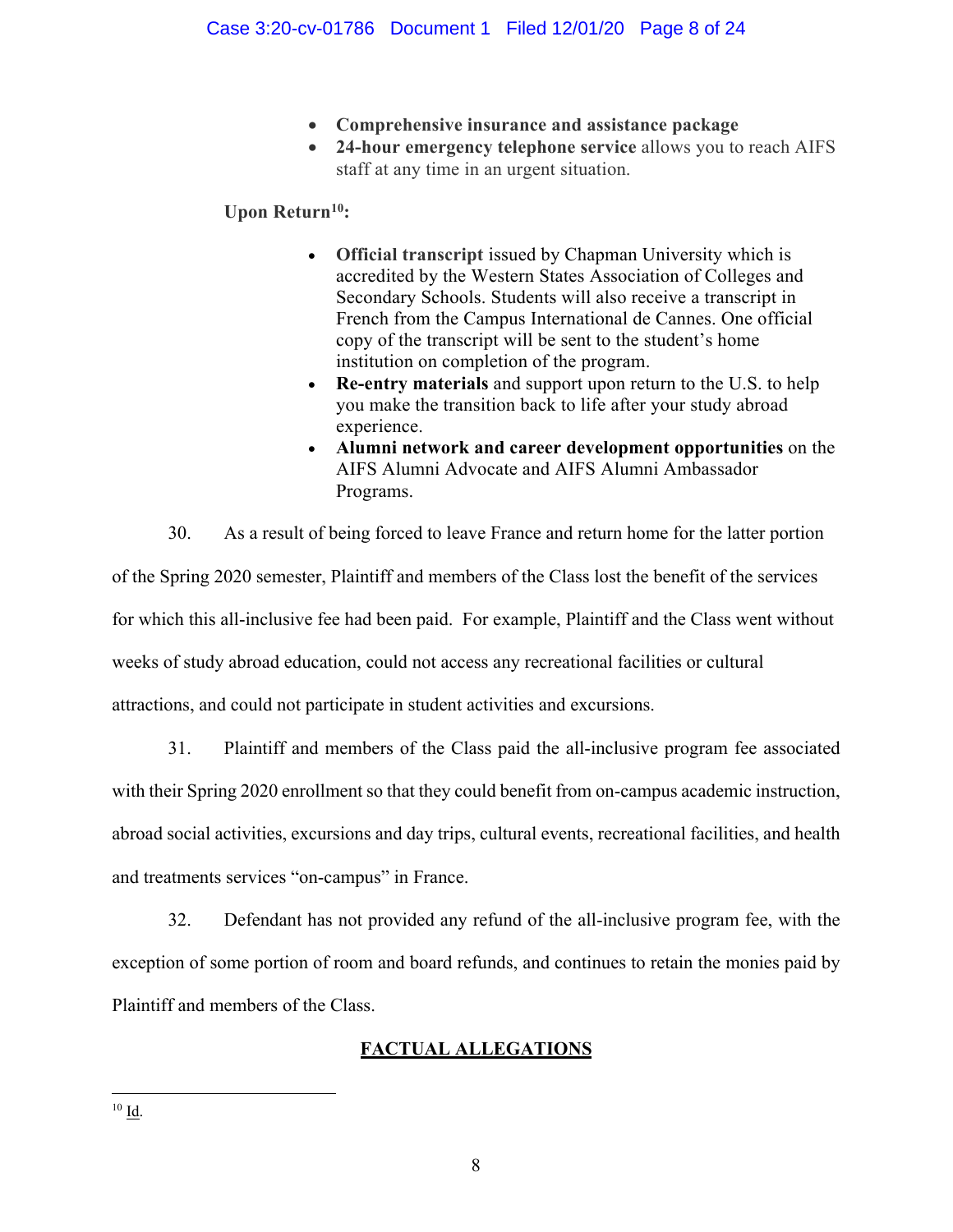- **Comprehensive insurance and assistance package**
- **24-hour emergency telephone service** allows you to reach AIFS staff at any time in an urgent situation.

**Upon Return[10]:**

- **Official transcript** issued by Chapman University which is accredited by the Western States Association of Colleges and Secondary Schools. Students will also receive a transcript in French from the Campus International de Cannes. One official copy of the transcript will be sent to the student's home institution on completion of the program.
- **Re-entry materials** and support upon return to the U.S. to help you make the transition back to life after your study abroad experience.
- **Alumni network and career development opportunities** on the AIFS Alumni Advocate and AIFS Alumni Ambassador Programs.

30. As a result of being forced to leave France and return home for the latter portion of the Spring 2020 semester, Plaintiff and members of the Class lost the benefit of the services for which this all-inclusive fee had been paid. For example, Plaintiff and the Class went without weeks of study abroad education, could not access any recreational facilities or cultural attractions, and could not participate in student activities and excursions.

31. Plaintiff and members of the Class paid the all-inclusive program fee associated with their Spring 2020 enrollment so that they could benefit from on-campus academic instruction, abroad social activities, excursions and day trips, cultural events, recreational facilities, and health and treatments services "on-campus" in France.

32. Defendant has not provided any refund of the all-inclusive program fee, with the exception of some portion of room and board refunds, and continues to retain the monies paid by Plaintiff and members of the Class.

## FACTUAL ALLEGATIONS

---

[10] Id.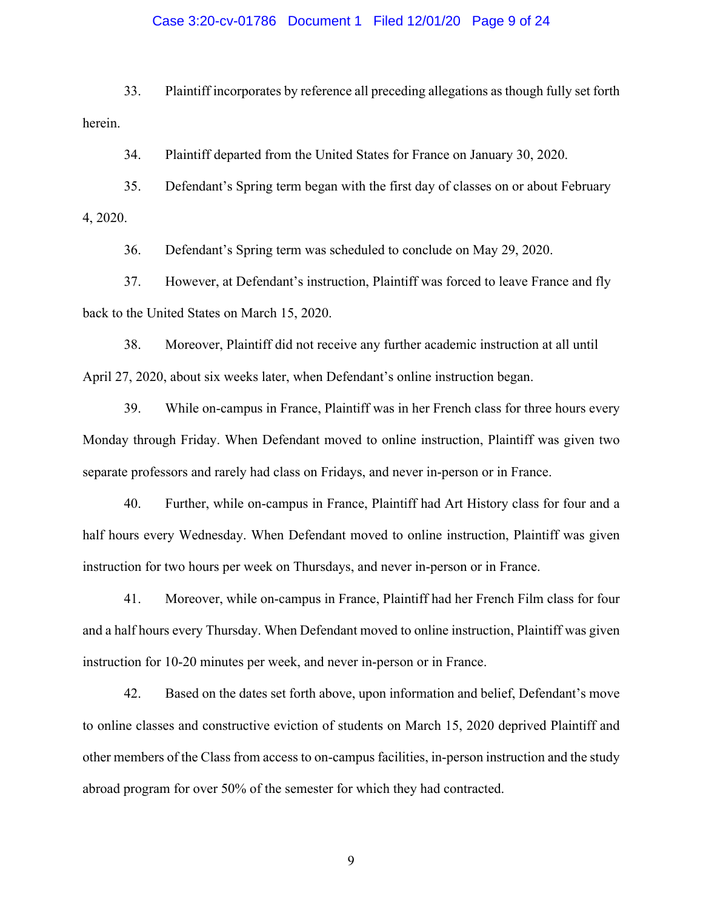33. Plaintiff incorporates by reference all preceding allegations as though fully set forth herein.

34. Plaintiff departed from the United States for France on January 30, 2020.

35. Defendant's Spring term began with the first day of classes on or about February 4, 2020.

36. Defendant's Spring term was scheduled to conclude on May 29, 2020.

37. However, at Defendant's instruction, Plaintiff was forced to leave France and fly back to the United States on March 15, 2020.

38. Moreover, Plaintiff did not receive any further academic instruction at all until April 27, 2020, about six weeks later, when Defendant's online instruction began.

39. While on-campus in France, Plaintiff was in her French class for three hours every Monday through Friday. When Defendant moved to online instruction, Plaintiff was given two separate professors and rarely had class on Fridays, and never in-person or in France.

40. Further, while on-campus in France, Plaintiff had Art History class for four and a half hours every Wednesday. When Defendant moved to online instruction, Plaintiff was given instruction for two hours per week on Thursdays, and never in-person or in France.

41. Moreover, while on-campus in France, Plaintiff had her French Film class for four and a half hours every Thursday. When Defendant moved to online instruction, Plaintiff was given instruction for 10-20 minutes per week, and never in-person or in France.

42. Based on the dates set forth above, upon information and belief, Defendant's move to online classes and constructive eviction of students on March 15, 2020 deprived Plaintiff and other members of the Class from access to on-campus facilities, in-person instruction and the study abroad program for over 50% of the semester for which they had contracted.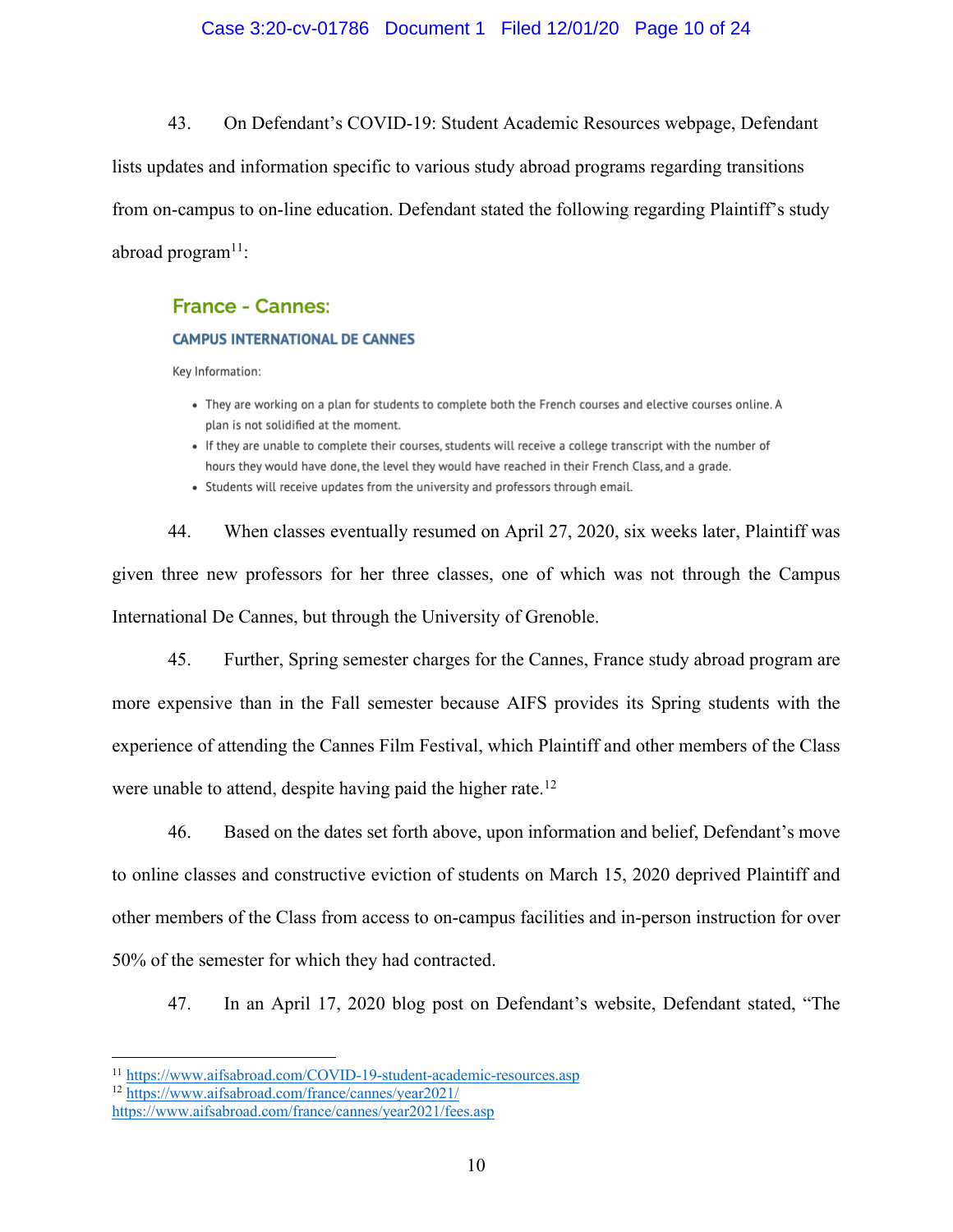43. On Defendant's COVID-19: Student Academic Resources webpage, Defendant lists updates and information specific to various study abroad programs regarding transitions from on-campus to on-line education. Defendant stated the following regarding Plaintiff's study abroad program[11]:

> **France - Cannes:**
>
> **CAMPUS INTERNATIONAL DE CANNES**
>
> Key Information:
>
> - They are working on a plan for students to complete both the French courses and elective courses online. A plan is not solidified at the moment.
> - If they are unable to complete their courses, students will receive a college transcript with the number of hours they would have done, the level they would have reached in their French Class, and a grade.
> - Students will receive updates from the university and professors through email.

44. When classes eventually resumed on April 27, 2020, six weeks later, Plaintiff was given three new professors for her three classes, one of which was not through the Campus International De Cannes, but through the University of Grenoble.

45. Further, Spring semester charges for the Cannes, France study abroad program are more expensive than in the Fall semester because AIFS provides its Spring students with the experience of attending the Cannes Film Festival, which Plaintiff and other members of the Class were unable to attend, despite having paid the higher rate.[12]

46. Based on the dates set forth above, upon information and belief, Defendant's move to online classes and constructive eviction of students on March 15, 2020 deprived Plaintiff and other members of the Class from access to on-campus facilities and in-person instruction for over 50% of the semester for which they had contracted.

47. In an April 17, 2020 blog post on Defendant's website, Defendant stated, "The

---

[11] https://www.aifsabroad.com/COVID-19-student-academic-resources.asp

[12] https://www.aifsabroad.com/france/cannes/year2021/
https://www.aifsabroad.com/france/cannes/year2021/fees.asp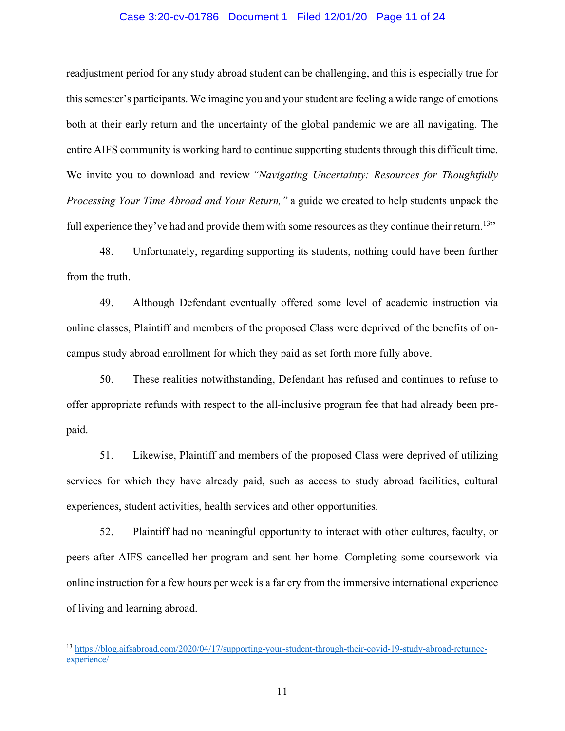readjustment period for any study abroad student can be challenging, and this is especially true for this semester's participants. We imagine you and your student are feeling a wide range of emotions both at their early return and the uncertainty of the global pandemic we are all navigating. The entire AIFS community is working hard to continue supporting students through this difficult time. We invite you to download and review *"Navigating Uncertainty: Resources for Thoughtfully Processing Your Time Abroad and Your Return,"* a guide we created to help students unpack the full experience they've had and provide them with some resources as they continue their return.[13]"

48. Unfortunately, regarding supporting its students, nothing could have been further from the truth.

49. Although Defendant eventually offered some level of academic instruction via online classes, Plaintiff and members of the proposed Class were deprived of the benefits of on-campus study abroad enrollment for which they paid as set forth more fully above.

50. These realities notwithstanding, Defendant has refused and continues to refuse to offer appropriate refunds with respect to the all-inclusive program fee that had already been pre-paid.

51. Likewise, Plaintiff and members of the proposed Class were deprived of utilizing services for which they have already paid, such as access to study abroad facilities, cultural experiences, student activities, health services and other opportunities.

52. Plaintiff had no meaningful opportunity to interact with other cultures, faculty, or peers after AIFS cancelled her program and sent her home. Completing some coursework via online instruction for a few hours per week is a far cry from the immersive international experience of living and learning abroad.

---

[13] https://blog.aifsabroad.com/2020/04/17/supporting-your-student-through-their-covid-19-study-abroad-returnee-experience/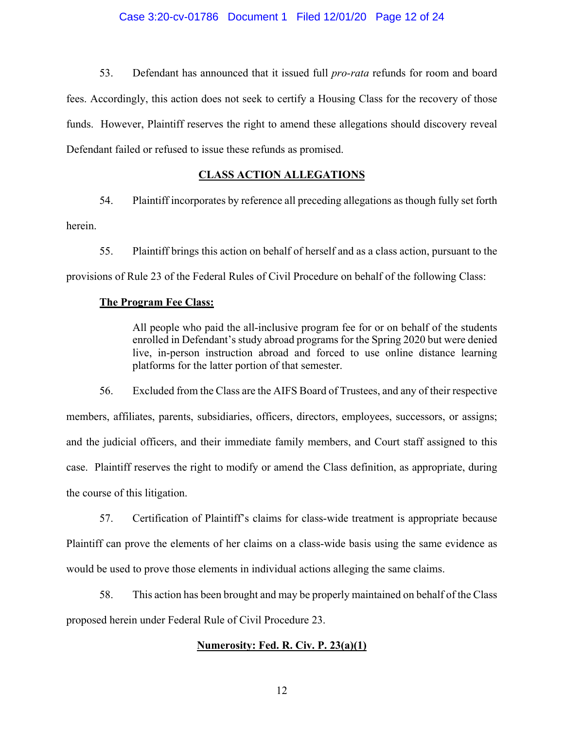53. Defendant has announced that it issued full *pro-rata* refunds for room and board fees. Accordingly, this action does not seek to certify a Housing Class for the recovery of those funds. However, Plaintiff reserves the right to amend these allegations should discovery reveal Defendant failed or refused to issue these refunds as promised.

## CLASS ACTION ALLEGATIONS

54. Plaintiff incorporates by reference all preceding allegations as though fully set forth herein.

55. Plaintiff brings this action on behalf of herself and as a class action, pursuant to the provisions of Rule 23 of the Federal Rules of Civil Procedure on behalf of the following Class:

**The Program Fee Class:**

> All people who paid the all-inclusive program fee for or on behalf of the students enrolled in Defendant's study abroad programs for the Spring 2020 but were denied live, in-person instruction abroad and forced to use online distance learning platforms for the latter portion of that semester.

56. Excluded from the Class are the AIFS Board of Trustees, and any of their respective members, affiliates, parents, subsidiaries, officers, directors, employees, successors, or assigns; and the judicial officers, and their immediate family members, and Court staff assigned to this case. Plaintiff reserves the right to modify or amend the Class definition, as appropriate, during the course of this litigation.

57. Certification of Plaintiff's claims for class-wide treatment is appropriate because Plaintiff can prove the elements of her claims on a class-wide basis using the same evidence as would be used to prove those elements in individual actions alleging the same claims.

58. This action has been brought and may be properly maintained on behalf of the Class proposed herein under Federal Rule of Civil Procedure 23.

### Numerosity: Fed. R. Civ. P. 23(a)(1)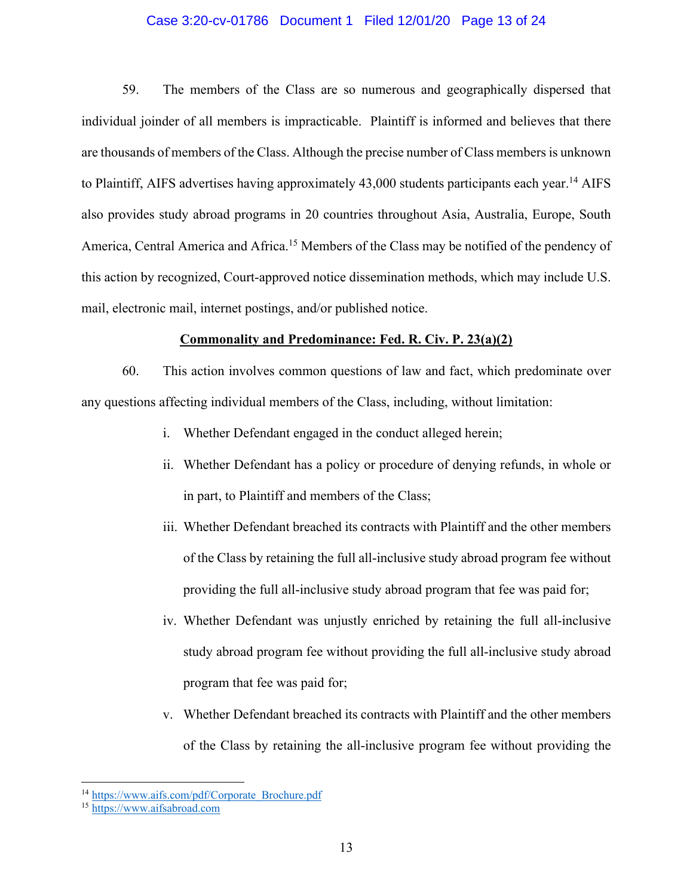59. The members of the Class are so numerous and geographically dispersed that individual joinder of all members is impracticable. Plaintiff is informed and believes that there are thousands of members of the Class. Although the precise number of Class members is unknown to Plaintiff, AIFS advertises having approximately 43,000 students participants each year.[14] AIFS also provides study abroad programs in 20 countries throughout Asia, Australia, Europe, South America, Central America and Africa.[15] Members of the Class may be notified of the pendency of this action by recognized, Court-approved notice dissemination methods, which may include U.S. mail, electronic mail, internet postings, and/or published notice.

**Commonality and Predominance: Fed. R. Civ. P. 23(a)(2)**

60. This action involves common questions of law and fact, which predominate over any questions affecting individual members of the Class, including, without limitation:

i. Whether Defendant engaged in the conduct alleged herein;

ii. Whether Defendant has a policy or procedure of denying refunds, in whole or in part, to Plaintiff and members of the Class;

iii. Whether Defendant breached its contracts with Plaintiff and the other members of the Class by retaining the full all-inclusive study abroad program fee without providing the full all-inclusive study abroad program that fee was paid for;

iv. Whether Defendant was unjustly enriched by retaining the full all-inclusive study abroad program fee without providing the full all-inclusive study abroad program that fee was paid for;

v. Whether Defendant breached its contracts with Plaintiff and the other members of the Class by retaining the all-inclusive program fee without providing the

---

[14] https://www.aifs.com/pdf/Corporate_Brochure.pdf

[15] https://www.aifsabroad.com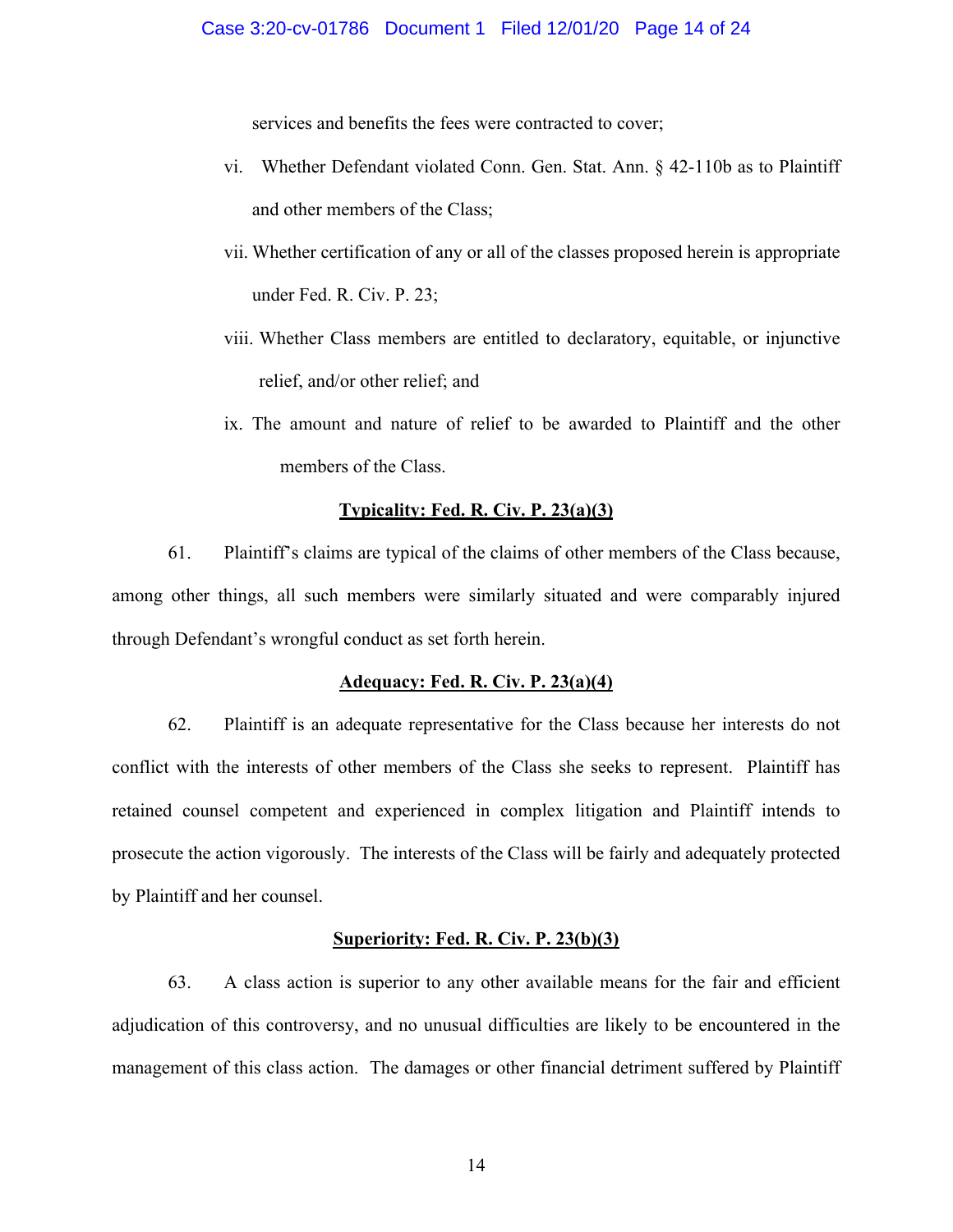services and benefits the fees were contracted to cover;

vi. Whether Defendant violated Conn. Gen. Stat. Ann. § 42-110b as to Plaintiff and other members of the Class;

vii. Whether certification of any or all of the classes proposed herein is appropriate under Fed. R. Civ. P. 23;

viii. Whether Class members are entitled to declaratory, equitable, or injunctive relief, and/or other relief; and

ix. The amount and nature of relief to be awarded to Plaintiff and the other members of the Class.

**Typicality: Fed. R. Civ. P. 23(a)(3)**

61. Plaintiff's claims are typical of the claims of other members of the Class because, among other things, all such members were similarly situated and were comparably injured through Defendant's wrongful conduct as set forth herein.

**Adequacy: Fed. R. Civ. P. 23(a)(4)**

62. Plaintiff is an adequate representative for the Class because her interests do not conflict with the interests of other members of the Class she seeks to represent. Plaintiff has retained counsel competent and experienced in complex litigation and Plaintiff intends to prosecute the action vigorously. The interests of the Class will be fairly and adequately protected by Plaintiff and her counsel.

**Superiority: Fed. R. Civ. P. 23(b)(3)**

63. A class action is superior to any other available means for the fair and efficient adjudication of this controversy, and no unusual difficulties are likely to be encountered in the management of this class action. The damages or other financial detriment suffered by Plaintiff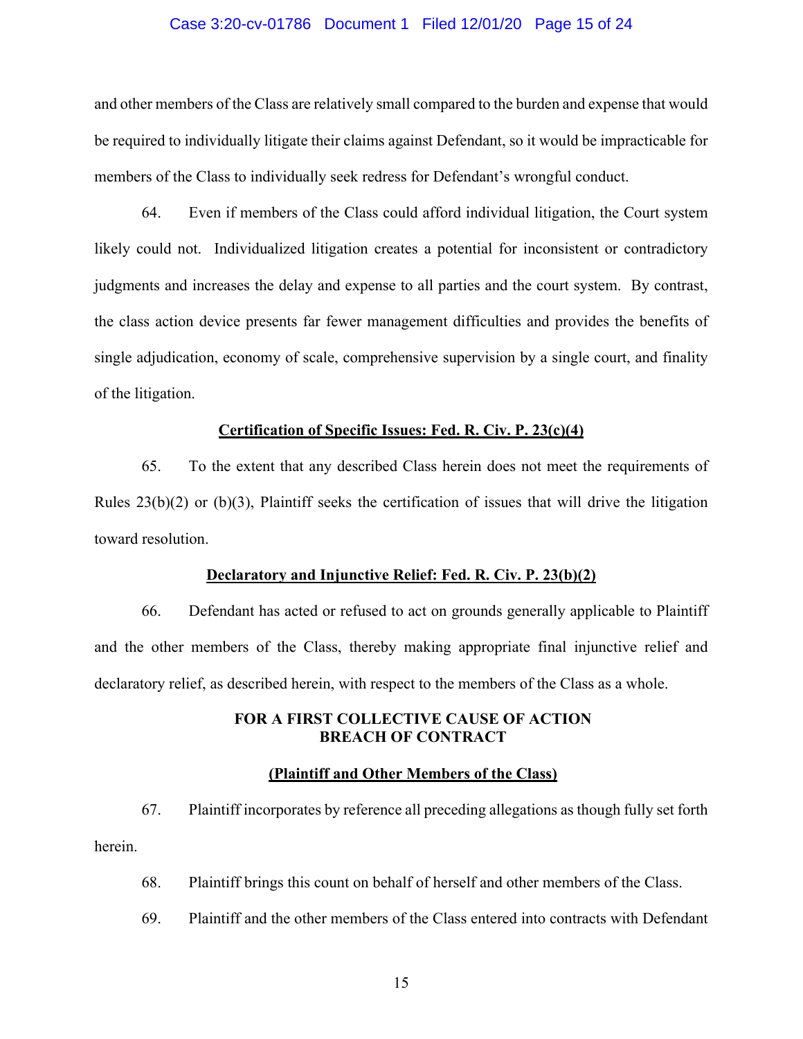and other members of the Class are relatively small compared to the burden and expense that would be required to individually litigate their claims against Defendant, so it would be impracticable for members of the Class to individually seek redress for Defendant's wrongful conduct.

64. Even if members of the Class could afford individual litigation, the Court system likely could not. Individualized litigation creates a potential for inconsistent or contradictory judgments and increases the delay and expense to all parties and the court system. By contrast, the class action device presents far fewer management difficulties and provides the benefits of single adjudication, economy of scale, comprehensive supervision by a single court, and finality of the litigation.

**Certification of Specific Issues: Fed. R. Civ. P. 23(c)(4)**

65. To the extent that any described Class herein does not meet the requirements of Rules 23(b)(2) or (b)(3), Plaintiff seeks the certification of issues that will drive the litigation toward resolution.

**Declaratory and Injunctive Relief: Fed. R. Civ. P. 23(b)(2)**

66. Defendant has acted or refused to act on grounds generally applicable to Plaintiff and the other members of the Class, thereby making appropriate final injunctive relief and declaratory relief, as described herein, with respect to the members of the Class as a whole.

## FOR A FIRST COLLECTIVE CAUSE OF ACTION
## BREACH OF CONTRACT

**(Plaintiff and Other Members of the Class)**

67. Plaintiff incorporates by reference all preceding allegations as though fully set forth herein.

68. Plaintiff brings this count on behalf of herself and other members of the Class.

69. Plaintiff and the other members of the Class entered into contracts with Defendant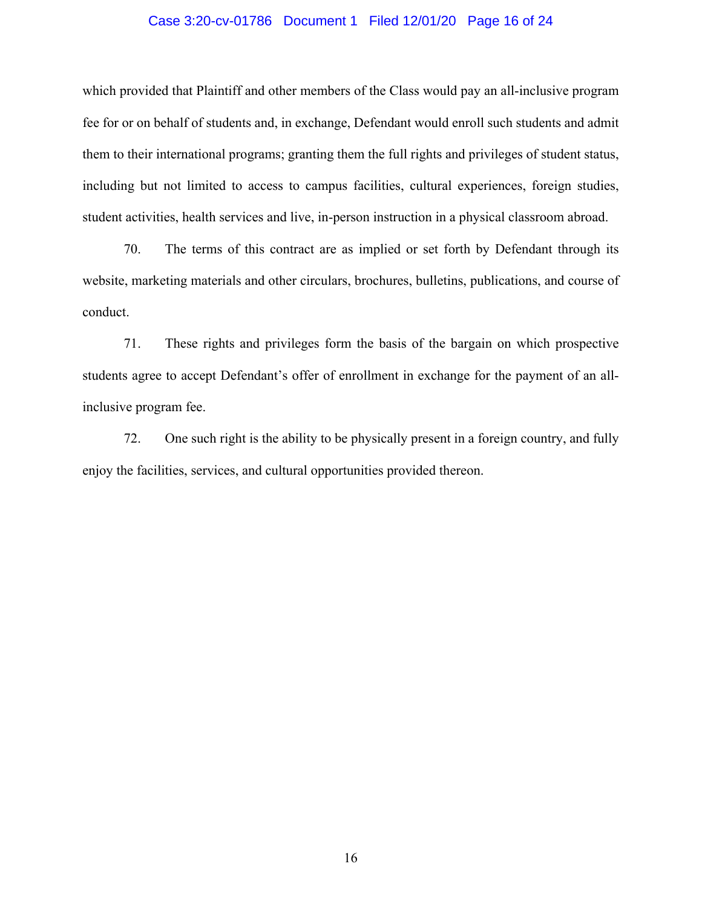which provided that Plaintiff and other members of the Class would pay an all-inclusive program fee for or on behalf of students and, in exchange, Defendant would enroll such students and admit them to their international programs; granting them the full rights and privileges of student status, including but not limited to access to campus facilities, cultural experiences, foreign studies, student activities, health services and live, in-person instruction in a physical classroom abroad.

70. The terms of this contract are as implied or set forth by Defendant through its website, marketing materials and other circulars, brochures, bulletins, publications, and course of conduct.

71. These rights and privileges form the basis of the bargain on which prospective students agree to accept Defendant's offer of enrollment in exchange for the payment of an all-inclusive program fee.

72. One such right is the ability to be physically present in a foreign country, and fully enjoy the facilities, services, and cultural opportunities provided thereon.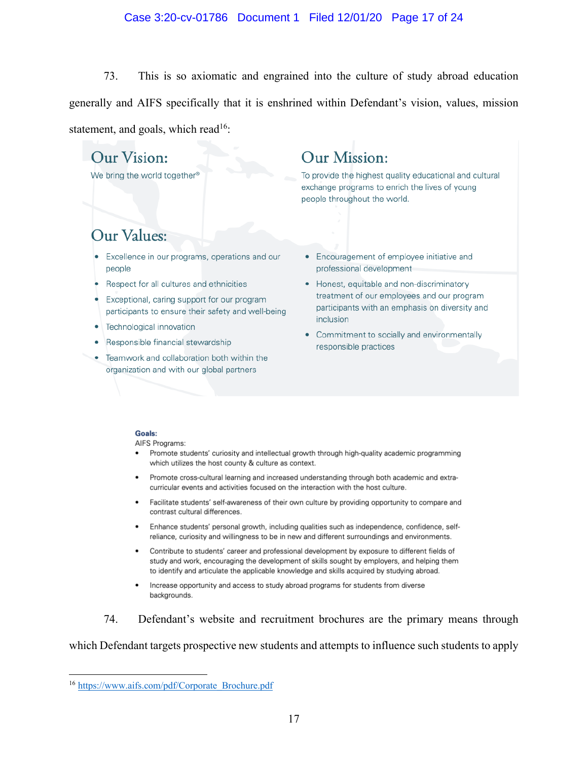73. This is so axiomatic and engrained into the culture of study abroad education generally and AIFS specifically that it is enshrined within Defendant's vision, values, mission statement, and goals, which read[16]:

## Our Vision:

We bring the world together®

## Our Mission:

To provide the highest quality educational and cultural exchange programs to enrich the lives of young people throughout the world.

## Our Values:

- Excellence in our programs, operations and our people
- Respect for all cultures and ethnicities
- Exceptional, caring support for our program participants to ensure their safety and well-being
- Technological innovation
- Responsible financial stewardship
- Teamwork and collaboration both within the organization and with our global partners
- Encouragement of employee initiative and professional development
- Honest, equitable and non-discriminatory treatment of our employees and our program participants with an emphasis on diversity and inclusion
- Commitment to socially and environmentally responsible practices

**Goals:**

AIFS Programs:

- Promote students' curiosity and intellectual growth through high-quality academic programming which utilizes the host county & culture as context.
- Promote cross-cultural learning and increased understanding through both academic and extra-curricular events and activities focused on the interaction with the host culture.
- Facilitate students' self-awareness of their own culture by providing opportunity to compare and contrast cultural differences.
- Enhance students' personal growth, including qualities such as independence, confidence, self-reliance, curiosity and willingness to be in new and different surroundings and environments.
- Contribute to students' career and professional development by exposure to different fields of study and work, encouraging the development of skills sought by employers, and helping them to identify and articulate the applicable knowledge and skills acquired by studying abroad.
- Increase opportunity and access to study abroad programs for students from diverse backgrounds.

74. Defendant's website and recruitment brochures are the primary means through which Defendant targets prospective new students and attempts to influence such students to apply

---

[16] https://www.aifs.com/pdf/Corporate_Brochure.pdf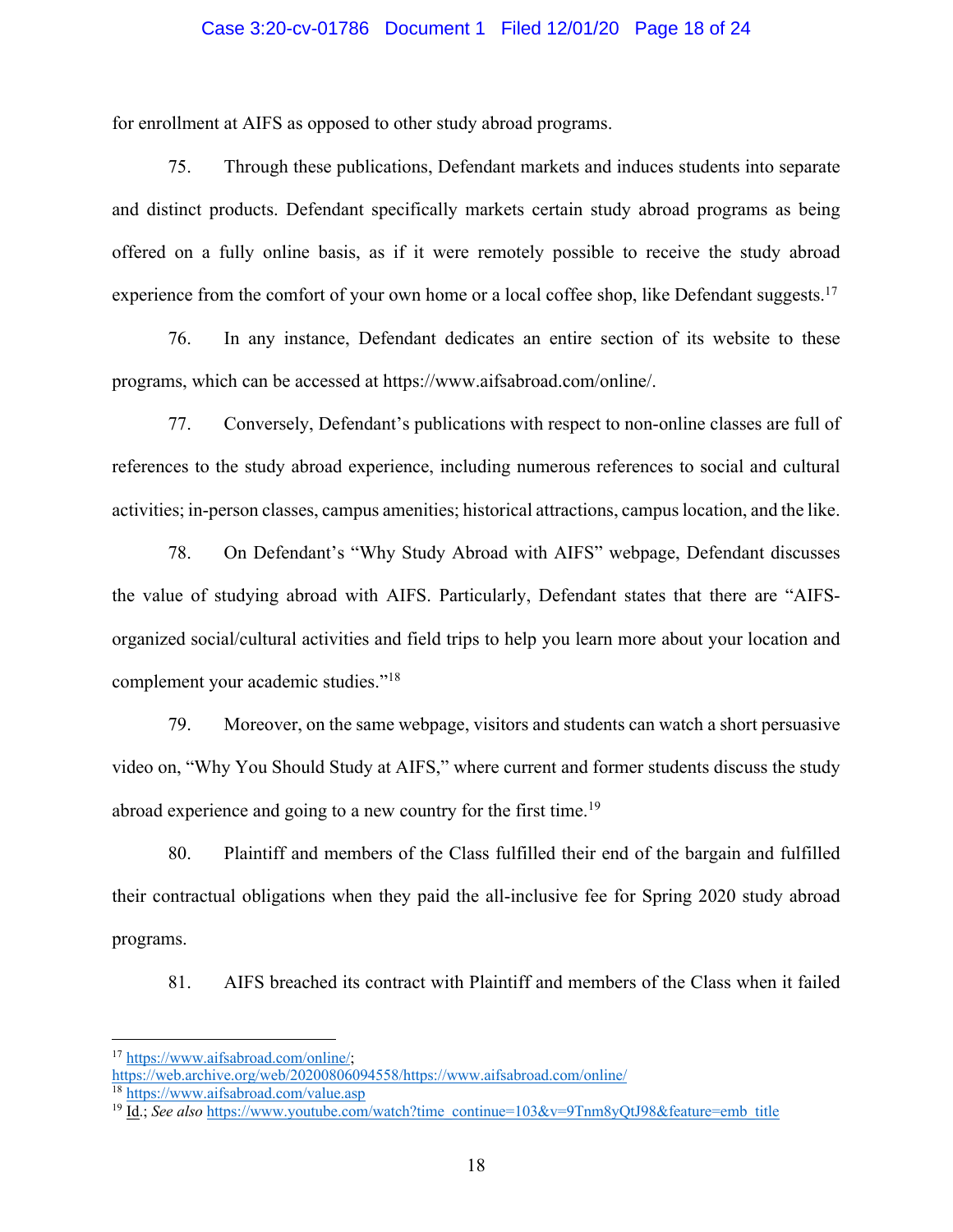for enrollment at AIFS as opposed to other study abroad programs.

75. Through these publications, Defendant markets and induces students into separate and distinct products. Defendant specifically markets certain study abroad programs as being offered on a fully online basis, as if it were remotely possible to receive the study abroad experience from the comfort of your own home or a local coffee shop, like Defendant suggests.[17]

76. In any instance, Defendant dedicates an entire section of its website to these programs, which can be accessed at https://www.aifsabroad.com/online/.

77. Conversely, Defendant's publications with respect to non-online classes are full of references to the study abroad experience, including numerous references to social and cultural activities; in-person classes, campus amenities; historical attractions, campus location, and the like.

78. On Defendant's "Why Study Abroad with AIFS" webpage, Defendant discusses the value of studying abroad with AIFS. Particularly, Defendant states that there are "AIFS-organized social/cultural activities and field trips to help you learn more about your location and complement your academic studies."[18]

79. Moreover, on the same webpage, visitors and students can watch a short persuasive video on, "Why You Should Study at AIFS," where current and former students discuss the study abroad experience and going to a new country for the first time.[19]

80. Plaintiff and members of the Class fulfilled their end of the bargain and fulfilled their contractual obligations when they paid the all-inclusive fee for Spring 2020 study abroad programs.

81. AIFS breached its contract with Plaintiff and members of the Class when it failed

---

[17] https://www.aifsabroad.com/online/; https://web.archive.org/web/20200806094558/https://www.aifsabroad.com/online/

[18] https://www.aifsabroad.com/value.asp

[19] Id.; *See also* https://www.youtube.com/watch?time_continue=103&v=9Tnm8yQtJ98&feature=emb_title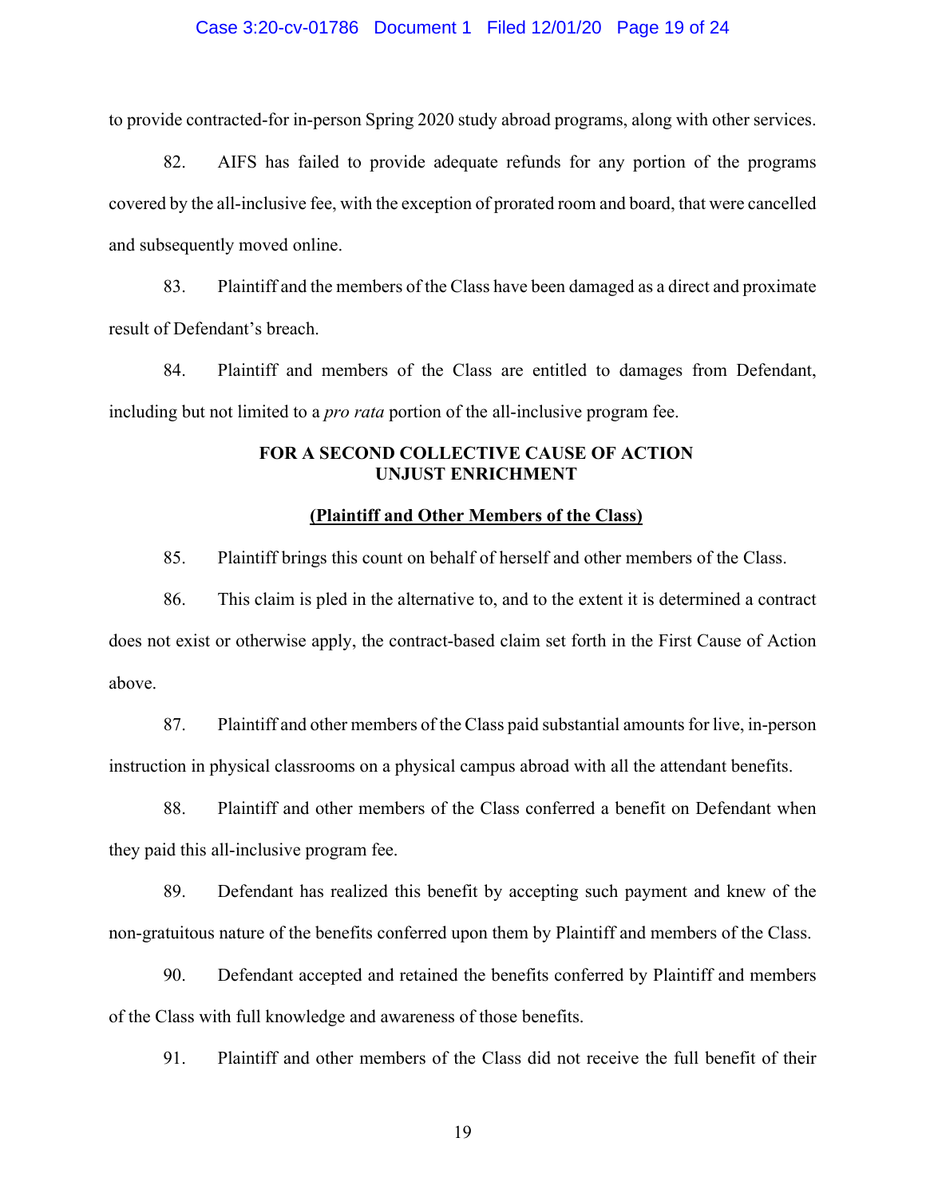to provide contracted-for in-person Spring 2020 study abroad programs, along with other services.

82. AIFS has failed to provide adequate refunds for any portion of the programs covered by the all-inclusive fee, with the exception of prorated room and board, that were cancelled and subsequently moved online.

83. Plaintiff and the members of the Class have been damaged as a direct and proximate result of Defendant's breach.

84. Plaintiff and members of the Class are entitled to damages from Defendant, including but not limited to a *pro rata* portion of the all-inclusive program fee.

**FOR A SECOND COLLECTIVE CAUSE OF ACTION**
**UNJUST ENRICHMENT**

**(Plaintiff and Other Members of the Class)**

85. Plaintiff brings this count on behalf of herself and other members of the Class.

86. This claim is pled in the alternative to, and to the extent it is determined a contract does not exist or otherwise apply, the contract-based claim set forth in the First Cause of Action above.

87. Plaintiff and other members of the Class paid substantial amounts for live, in-person instruction in physical classrooms on a physical campus abroad with all the attendant benefits.

88. Plaintiff and other members of the Class conferred a benefit on Defendant when they paid this all-inclusive program fee.

89. Defendant has realized this benefit by accepting such payment and knew of the non-gratuitous nature of the benefits conferred upon them by Plaintiff and members of the Class.

90. Defendant accepted and retained the benefits conferred by Plaintiff and members of the Class with full knowledge and awareness of those benefits.

91. Plaintiff and other members of the Class did not receive the full benefit of their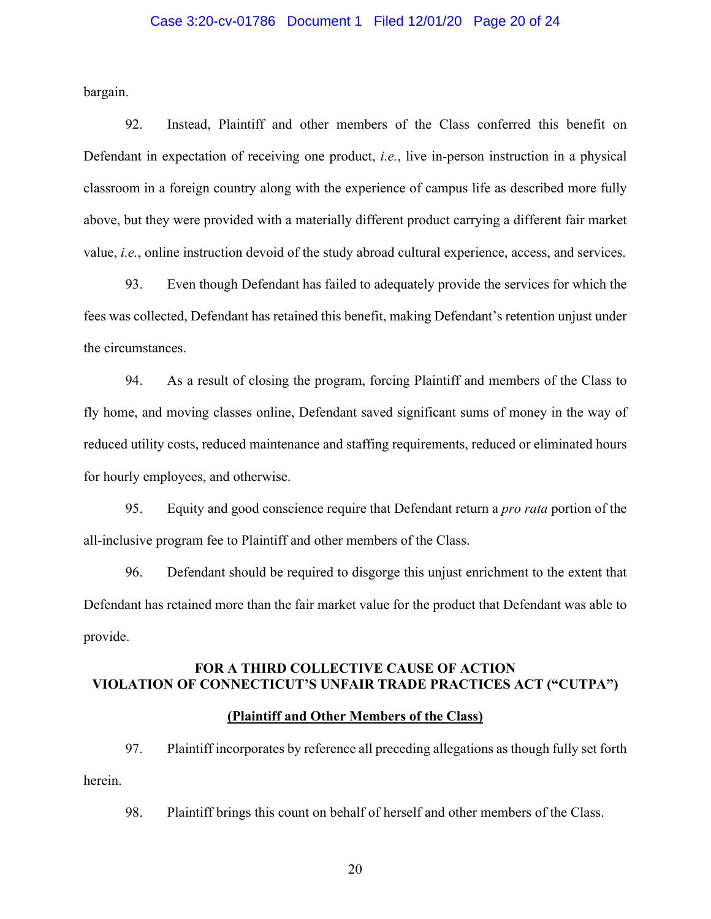bargain.

92. Instead, Plaintiff and other members of the Class conferred this benefit on Defendant in expectation of receiving one product, *i.e.*, live in-person instruction in a physical classroom in a foreign country along with the experience of campus life as described more fully above, but they were provided with a materially different product carrying a different fair market value, *i.e.*, online instruction devoid of the study abroad cultural experience, access, and services.

93. Even though Defendant has failed to adequately provide the services for which the fees was collected, Defendant has retained this benefit, making Defendant's retention unjust under the circumstances.

94. As a result of closing the program, forcing Plaintiff and members of the Class to fly home, and moving classes online, Defendant saved significant sums of money in the way of reduced utility costs, reduced maintenance and staffing requirements, reduced or eliminated hours for hourly employees, and otherwise.

95. Equity and good conscience require that Defendant return a *pro rata* portion of the all-inclusive program fee to Plaintiff and other members of the Class.

96. Defendant should be required to disgorge this unjust enrichment to the extent that Defendant has retained more than the fair market value for the product that Defendant was able to provide.

## FOR A THIRD COLLECTIVE CAUSE OF ACTION
## VIOLATION OF CONNECTICUT'S UNFAIR TRADE PRACTICES ACT ("CUTPA")

**(Plaintiff and Other Members of the Class)**

97. Plaintiff incorporates by reference all preceding allegations as though fully set forth herein.

98. Plaintiff brings this count on behalf of herself and other members of the Class.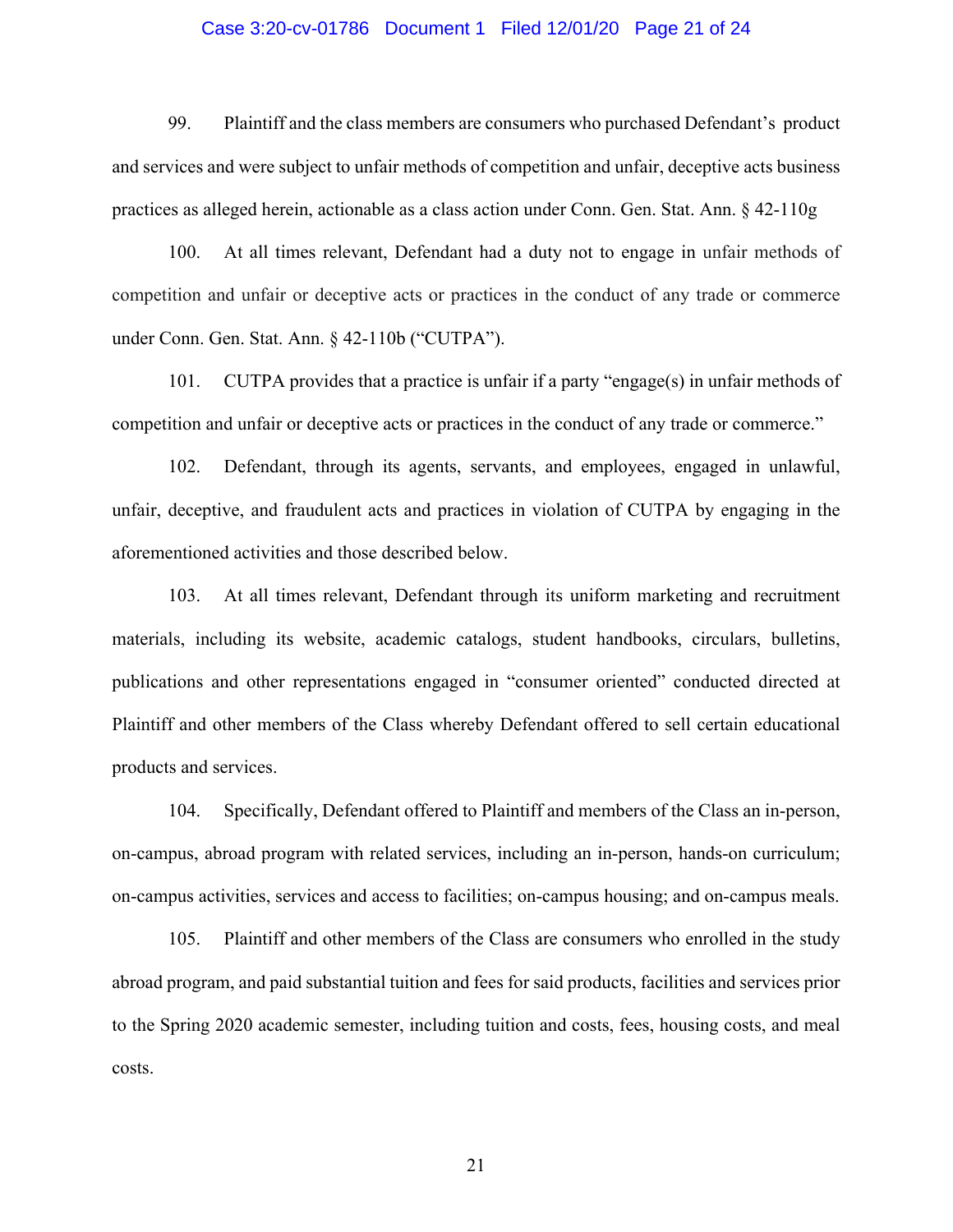99. Plaintiff and the class members are consumers who purchased Defendant's product and services and were subject to unfair methods of competition and unfair, deceptive acts business practices as alleged herein, actionable as a class action under Conn. Gen. Stat. Ann. § 42-110g

100. At all times relevant, Defendant had a duty not to engage in unfair methods of competition and unfair or deceptive acts or practices in the conduct of any trade or commerce under Conn. Gen. Stat. Ann. § 42-110b ("CUTPA").

101. CUTPA provides that a practice is unfair if a party "engage(s) in unfair methods of competition and unfair or deceptive acts or practices in the conduct of any trade or commerce."

102. Defendant, through its agents, servants, and employees, engaged in unlawful, unfair, deceptive, and fraudulent acts and practices in violation of CUTPA by engaging in the aforementioned activities and those described below.

103. At all times relevant, Defendant through its uniform marketing and recruitment materials, including its website, academic catalogs, student handbooks, circulars, bulletins, publications and other representations engaged in "consumer oriented" conducted directed at Plaintiff and other members of the Class whereby Defendant offered to sell certain educational products and services.

104. Specifically, Defendant offered to Plaintiff and members of the Class an in-person, on-campus, abroad program with related services, including an in-person, hands-on curriculum; on-campus activities, services and access to facilities; on-campus housing; and on-campus meals.

105. Plaintiff and other members of the Class are consumers who enrolled in the study abroad program, and paid substantial tuition and fees for said products, facilities and services prior to the Spring 2020 academic semester, including tuition and costs, fees, housing costs, and meal costs.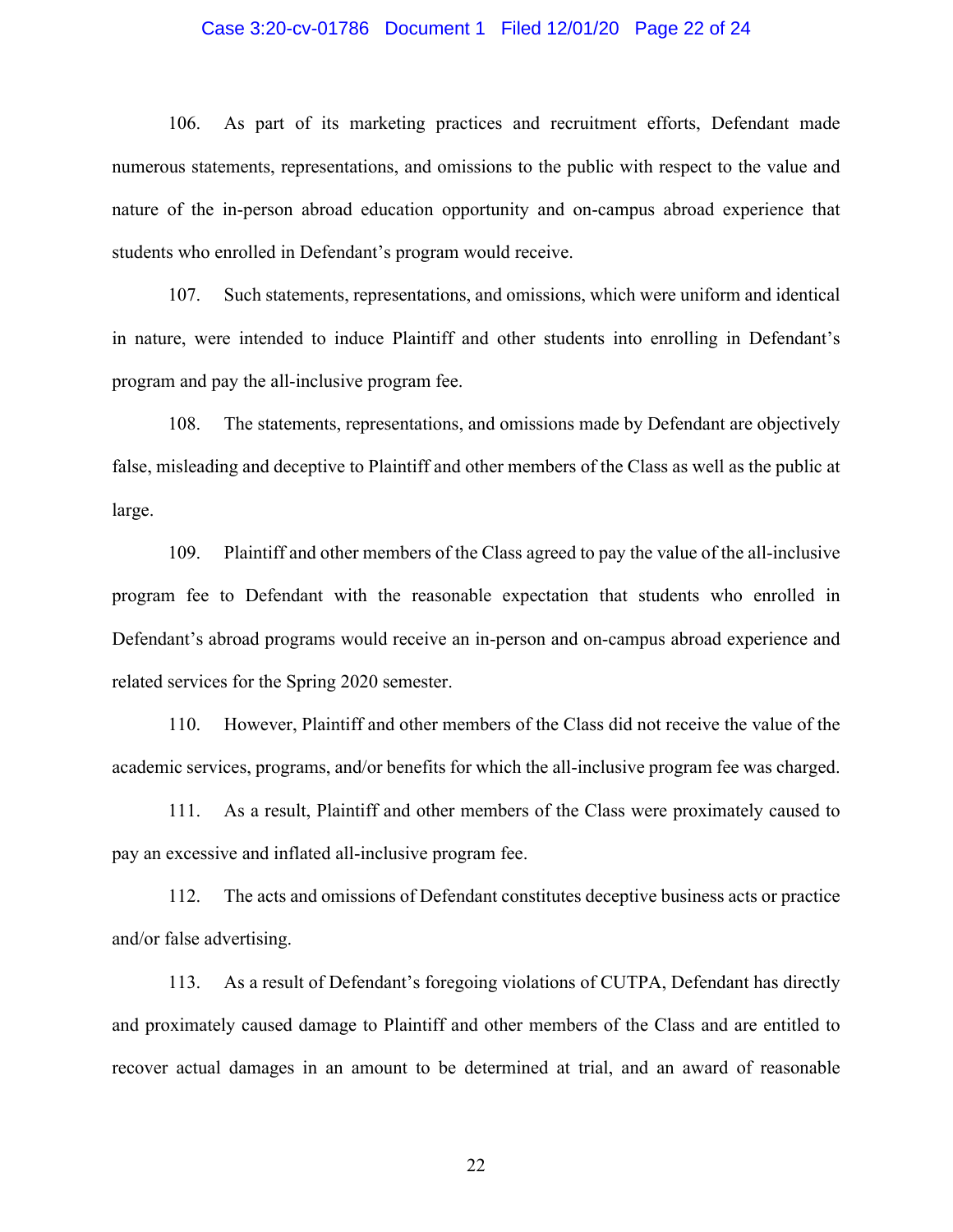106. As part of its marketing practices and recruitment efforts, Defendant made numerous statements, representations, and omissions to the public with respect to the value and nature of the in-person abroad education opportunity and on-campus abroad experience that students who enrolled in Defendant's program would receive.

107. Such statements, representations, and omissions, which were uniform and identical in nature, were intended to induce Plaintiff and other students into enrolling in Defendant's program and pay the all-inclusive program fee.

108. The statements, representations, and omissions made by Defendant are objectively false, misleading and deceptive to Plaintiff and other members of the Class as well as the public at large.

109. Plaintiff and other members of the Class agreed to pay the value of the all-inclusive program fee to Defendant with the reasonable expectation that students who enrolled in Defendant's abroad programs would receive an in-person and on-campus abroad experience and related services for the Spring 2020 semester.

110. However, Plaintiff and other members of the Class did not receive the value of the academic services, programs, and/or benefits for which the all-inclusive program fee was charged.

111. As a result, Plaintiff and other members of the Class were proximately caused to pay an excessive and inflated all-inclusive program fee.

112. The acts and omissions of Defendant constitutes deceptive business acts or practice and/or false advertising.

113. As a result of Defendant's foregoing violations of CUTPA, Defendant has directly and proximately caused damage to Plaintiff and other members of the Class and are entitled to recover actual damages in an amount to be determined at trial, and an award of reasonable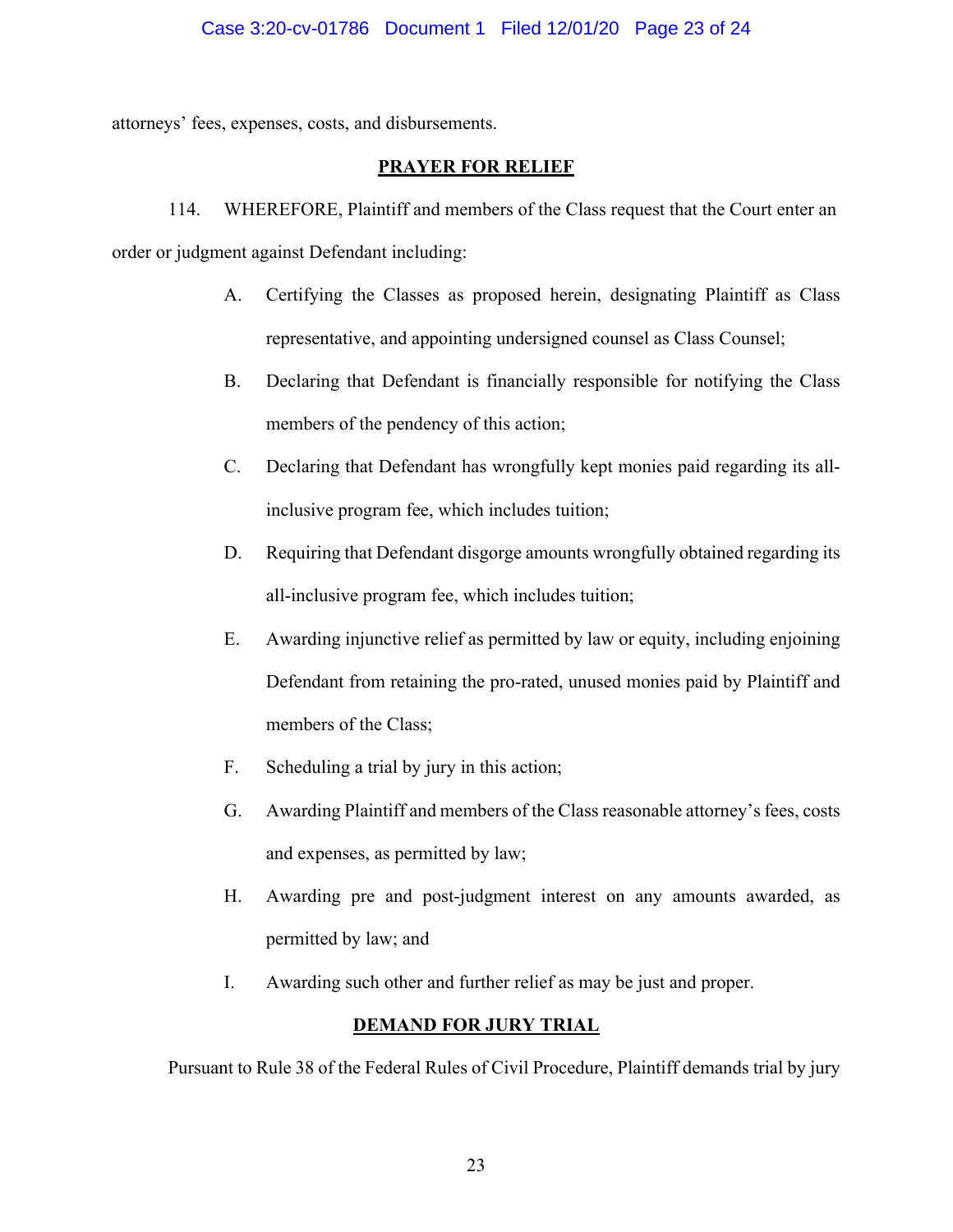attorneys' fees, expenses, costs, and disbursements.

## PRAYER FOR RELIEF

114. WHEREFORE, Plaintiff and members of the Class request that the Court enter an order or judgment against Defendant including:

A. Certifying the Classes as proposed herein, designating Plaintiff as Class representative, and appointing undersigned counsel as Class Counsel;

B. Declaring that Defendant is financially responsible for notifying the Class members of the pendency of this action;

C. Declaring that Defendant has wrongfully kept monies paid regarding its all-inclusive program fee, which includes tuition;

D. Requiring that Defendant disgorge amounts wrongfully obtained regarding its all-inclusive program fee, which includes tuition;

E. Awarding injunctive relief as permitted by law or equity, including enjoining Defendant from retaining the pro-rated, unused monies paid by Plaintiff and members of the Class;

F. Scheduling a trial by jury in this action;

G. Awarding Plaintiff and members of the Class reasonable attorney's fees, costs and expenses, as permitted by law;

H. Awarding pre and post-judgment interest on any amounts awarded, as permitted by law; and

I. Awarding such other and further relief as may be just and proper.

## DEMAND FOR JURY TRIAL

Pursuant to Rule 38 of the Federal Rules of Civil Procedure, Plaintiff demands trial by jury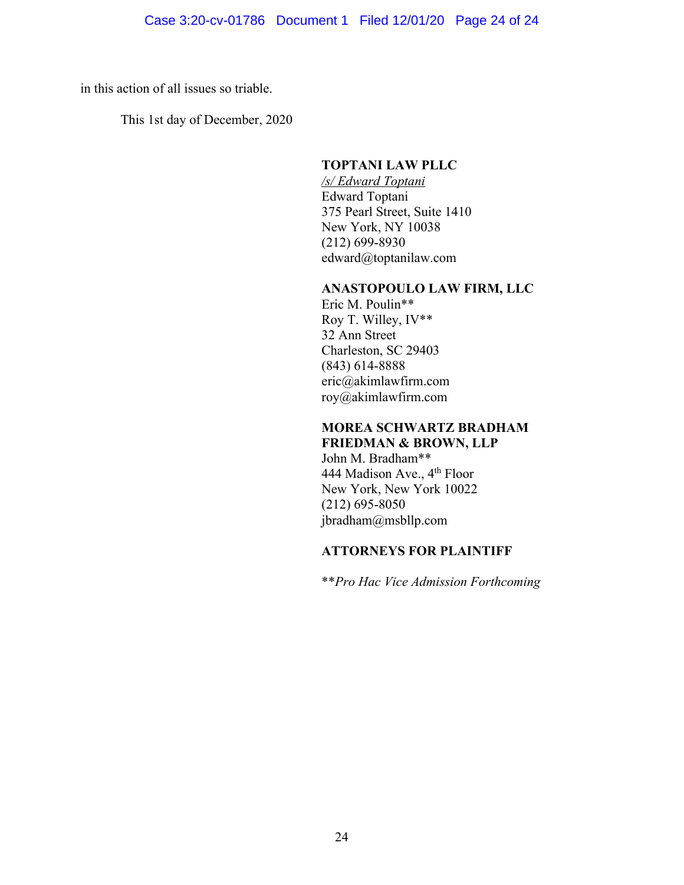in this action of all issues so triable.

This 1st day of December, 2020

**TOPTANI LAW PLLC**
*/s/ Edward Toptani*
Edward Toptani
375 Pearl Street, Suite 1410
New York, NY 10038
(212) 699-8930
edward@toptanilaw.com

**ANASTOPOULO LAW FIRM, LLC**
Eric M. Poulin**
Roy T. Willey, IV**
32 Ann Street
Charleston, SC 29403
(843) 614-8888
eric@akimlawfirm.com
roy@akimlawfirm.com

**MOREA SCHWARTZ BRADHAM FRIEDMAN & BROWN, LLP**
John M. Bradham**
444 Madison Ave., 4th Floor
New York, New York 10022
(212) 695-8050
jbradham@msbllp.com

**ATTORNEYS FOR PLAINTIFF**

***Pro Hac Vice Admission Forthcoming*